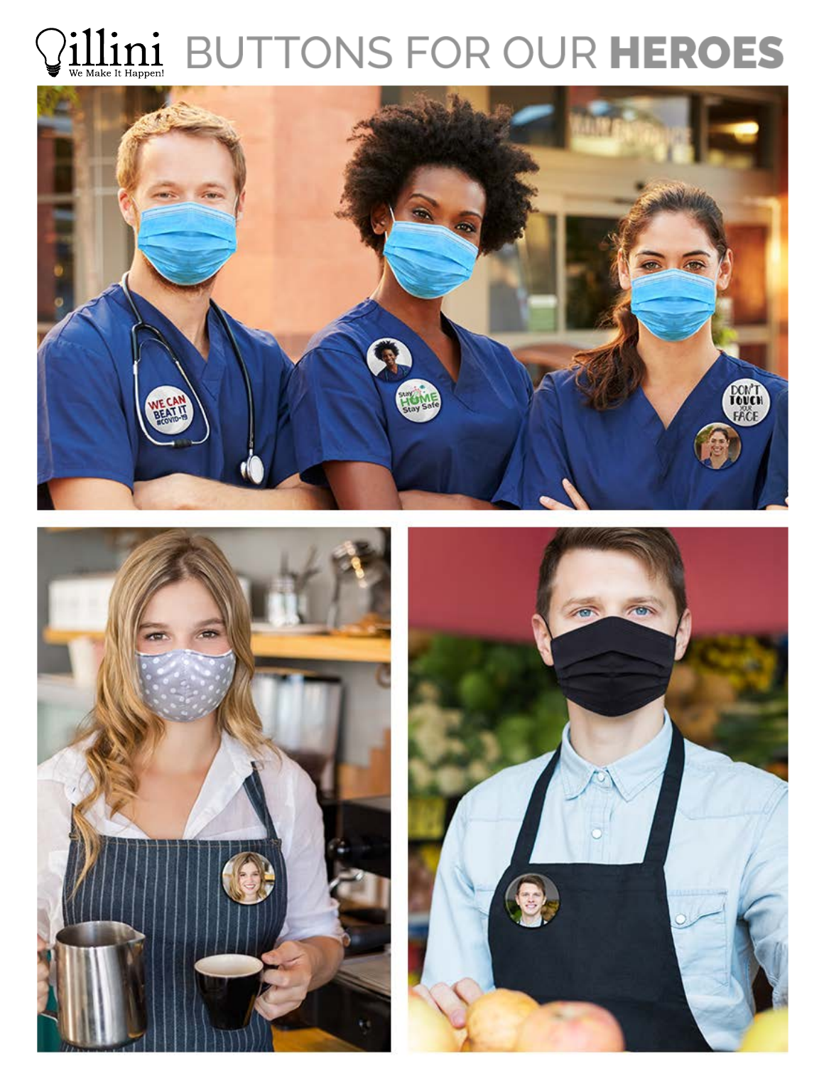illini
We Make It Happen!

# BUTTONS FOR OUR **HEROES**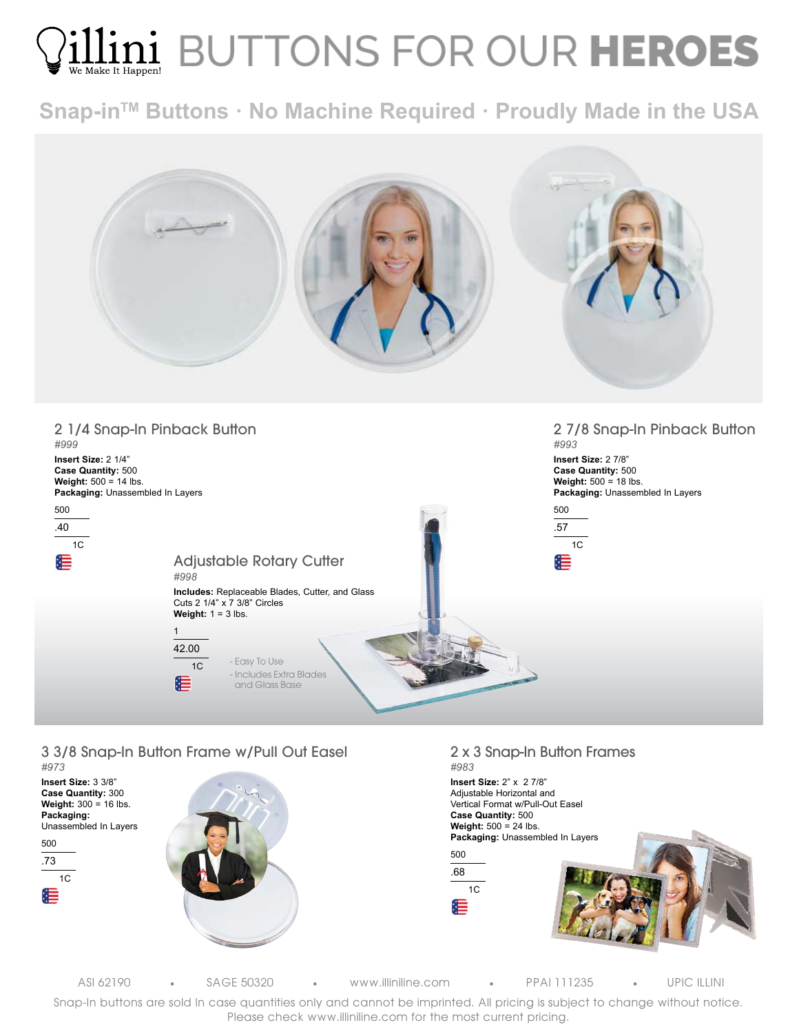# illini BUTTONS FOR OUR HEROES

We Make It Happen!

## Snap-in™ Buttons · No Machine Required · Proudly Made in the USA

### 2 1/4 Snap-In Pinback Button

*#999*

**Insert Size:** 2 1/4"
**Case Quantity:** 500
**Weight:** 500 = 14 lbs.
**Packaging:** Unassembled In Layers

| 500 |
|---|
| .40 |
| 1C |

### 2 7/8 Snap-In Pinback Button

*#993*

**Insert Size:** 2 7/8"
**Case Quantity:** 500
**Weight:** 500 = 18 lbs.
**Packaging:** Unassembled In Layers

| 500 |
|---|
| .57 |
| 1C |

### Adjustable Rotary Cutter

*#998*

**Includes:** Replaceable Blades, Cutter, and Glass
Cuts 2 1/4" x 7 3/8" Circles
**Weight:** 1 = 3 lbs.

| 1 |
|---|
| 42.00 |
| 1C |

- Easy To Use
- Includes Extra Blades and Glass Base

### 3 3/8 Snap-In Button Frame w/Pull Out Easel

*#973*

**Insert Size:** 3 3/8"
**Case Quantity:** 300
**Weight:** 300 = 16 lbs.
**Packaging:** Unassembled In Layers

| 500 |
|---|
| .73 |
| 1C |

### 2 x 3 Snap-In Button Frames

*#983*

**Insert Size:** 2" x 2 7/8"
Adjustable Horizontal and Vertical Format w/Pull-Out Easel
**Case Quantity:** 500
**Weight:** 500 = 24 lbs.
**Packaging:** Unassembled In Layers

| 500 |
|---|
| .68 |
| 1C |

ASI 62190 • SAGE 50320 • www.illiniline.com • PPAI 111235 • UPIC ILLINI

Snap-In buttons are sold In case quantities only and cannot be imprinted. All pricing is subject to change without notice. Please check www.illiniline.com for the most current pricing.